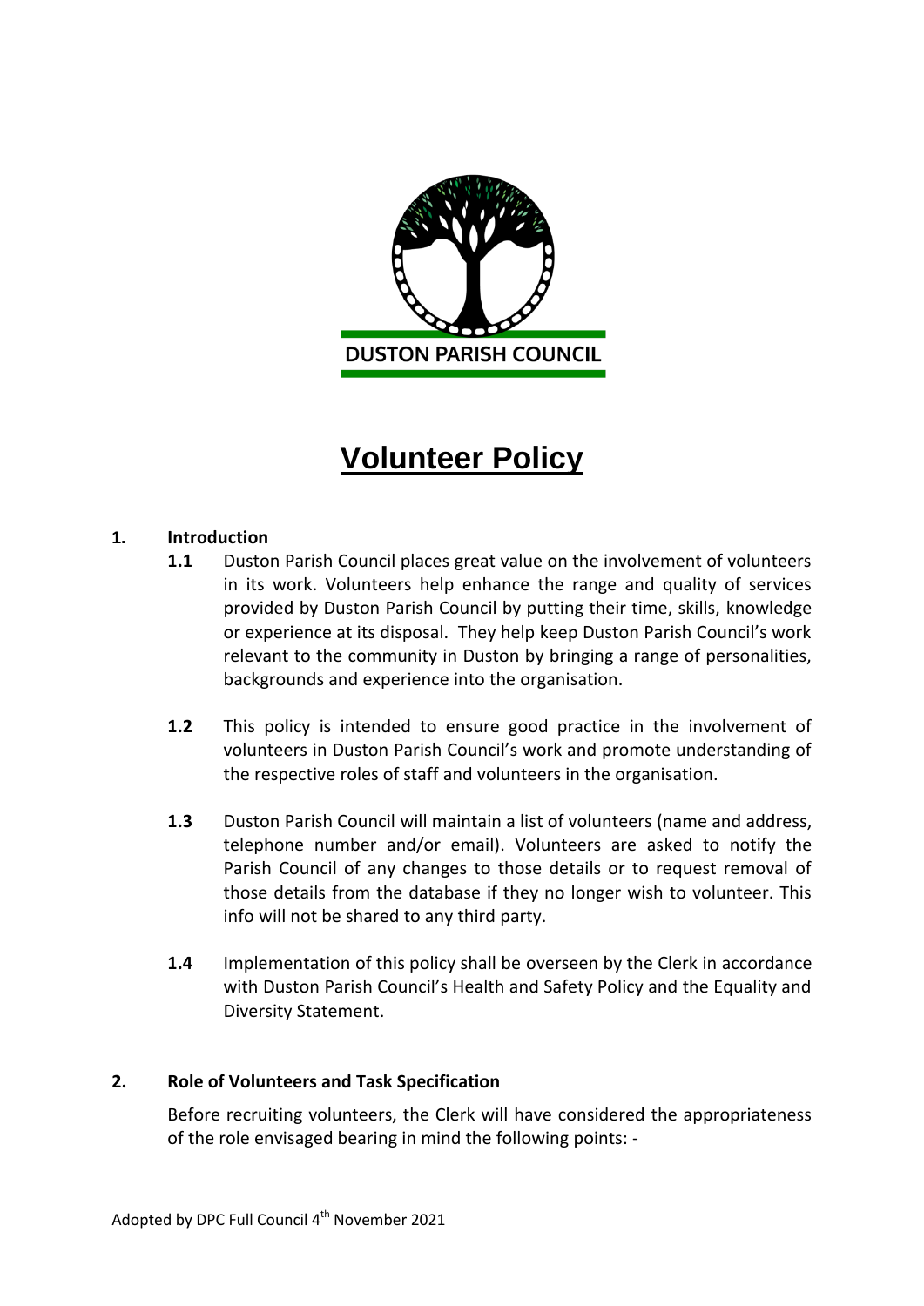DUSTON PARISH COUNCIL

# Volunteer Policy

## 1. Introduction

**1.1** Duston Parish Council places great value on the involvement of volunteers in its work. Volunteers help enhance the range and quality of services provided by Duston Parish Council by putting their time, skills, knowledge or experience at its disposal. They help keep Duston Parish Council's work relevant to the community in Duston by bringing a range of personalities, backgrounds and experience into the organisation.

**1.2** This policy is intended to ensure good practice in the involvement of volunteers in Duston Parish Council's work and promote understanding of the respective roles of staff and volunteers in the organisation.

**1.3** Duston Parish Council will maintain a list of volunteers (name and address, telephone number and/or email). Volunteers are asked to notify the Parish Council of any changes to those details or to request removal of those details from the database if they no longer wish to volunteer. This info will not be shared to any third party.

**1.4** Implementation of this policy shall be overseen by the Clerk in accordance with Duston Parish Council's Health and Safety Policy and the Equality and Diversity Statement.

## 2. Role of Volunteers and Task Specification

Before recruiting volunteers, the Clerk will have considered the appropriateness of the role envisaged bearing in mind the following points: -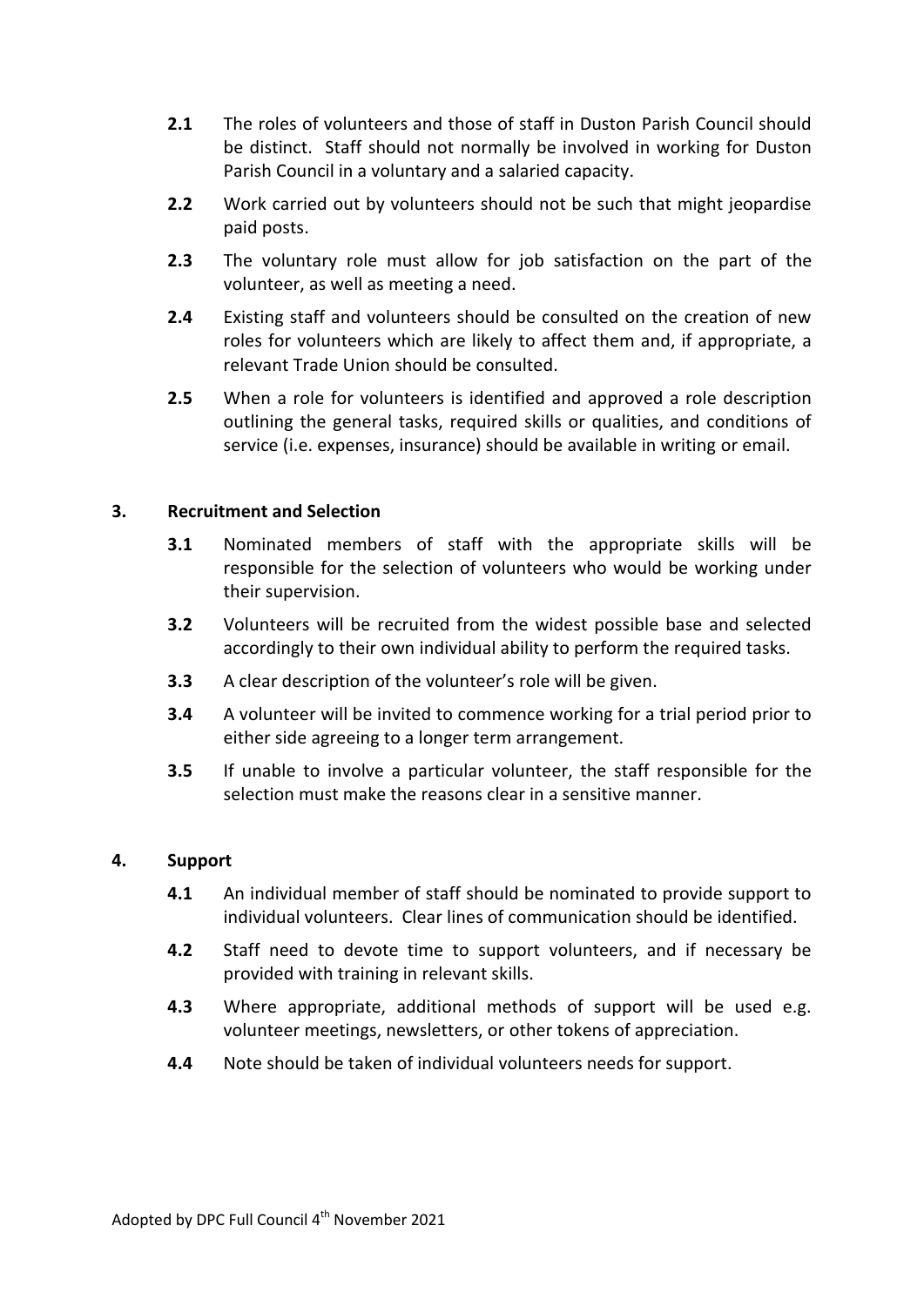**2.1** The roles of volunteers and those of staff in Duston Parish Council should be distinct. Staff should not normally be involved in working for Duston Parish Council in a voluntary and a salaried capacity.

**2.2** Work carried out by volunteers should not be such that might jeopardise paid posts.

**2.3** The voluntary role must allow for job satisfaction on the part of the volunteer, as well as meeting a need.

**2.4** Existing staff and volunteers should be consulted on the creation of new roles for volunteers which are likely to affect them and, if appropriate, a relevant Trade Union should be consulted.

**2.5** When a role for volunteers is identified and approved a role description outlining the general tasks, required skills or qualities, and conditions of service (i.e. expenses, insurance) should be available in writing or email.

## 3. Recruitment and Selection

**3.1** Nominated members of staff with the appropriate skills will be responsible for the selection of volunteers who would be working under their supervision.

**3.2** Volunteers will be recruited from the widest possible base and selected accordingly to their own individual ability to perform the required tasks.

**3.3** A clear description of the volunteer's role will be given.

**3.4** A volunteer will be invited to commence working for a trial period prior to either side agreeing to a longer term arrangement.

**3.5** If unable to involve a particular volunteer, the staff responsible for the selection must make the reasons clear in a sensitive manner.

## 4. Support

**4.1** An individual member of staff should be nominated to provide support to individual volunteers. Clear lines of communication should be identified.

**4.2** Staff need to devote time to support volunteers, and if necessary be provided with training in relevant skills.

**4.3** Where appropriate, additional methods of support will be used e.g. volunteer meetings, newsletters, or other tokens of appreciation.

**4.4** Note should be taken of individual volunteers needs for support.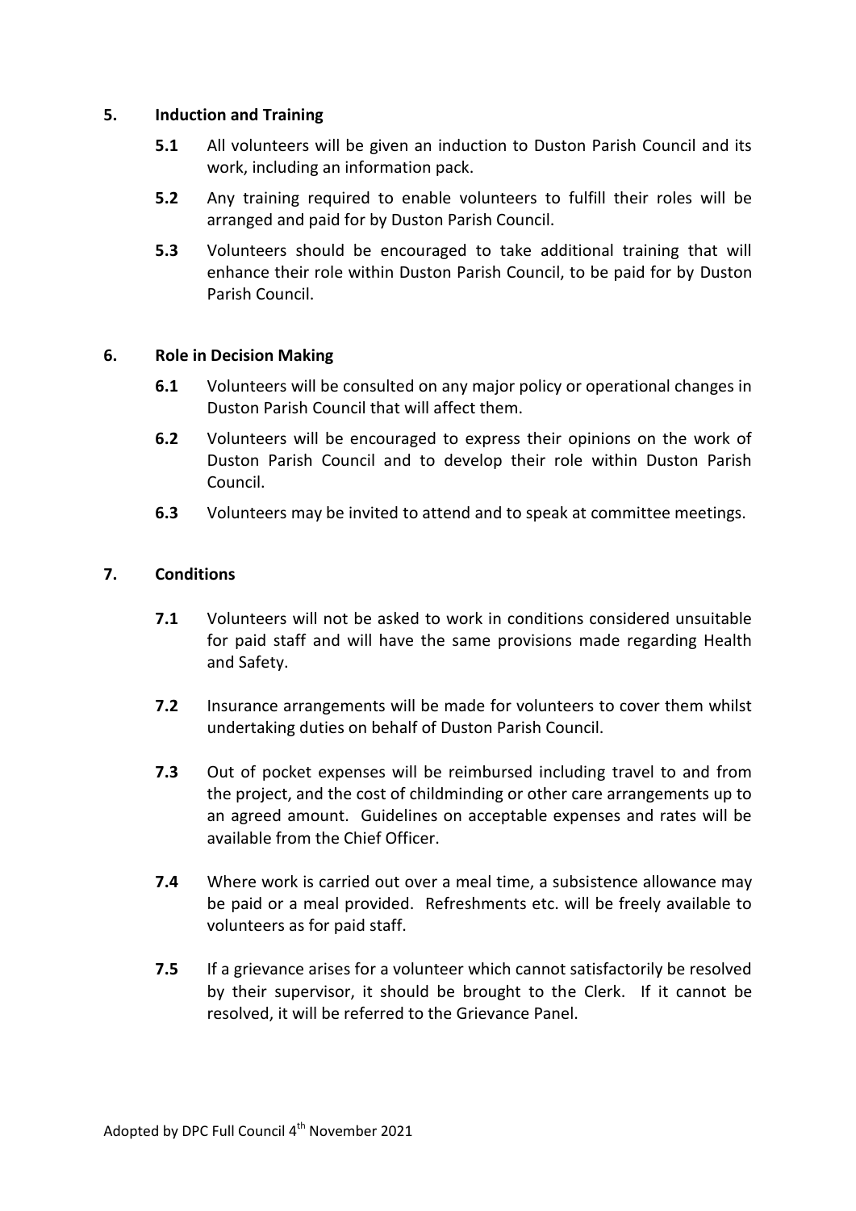## 5. Induction and Training

**5.1** All volunteers will be given an induction to Duston Parish Council and its work, including an information pack.

**5.2** Any training required to enable volunteers to fulfill their roles will be arranged and paid for by Duston Parish Council.

**5.3** Volunteers should be encouraged to take additional training that will enhance their role within Duston Parish Council, to be paid for by Duston Parish Council.

## 6. Role in Decision Making

**6.1** Volunteers will be consulted on any major policy or operational changes in Duston Parish Council that will affect them.

**6.2** Volunteers will be encouraged to express their opinions on the work of Duston Parish Council and to develop their role within Duston Parish Council.

**6.3** Volunteers may be invited to attend and to speak at committee meetings.

## 7. Conditions

**7.1** Volunteers will not be asked to work in conditions considered unsuitable for paid staff and will have the same provisions made regarding Health and Safety.

**7.2** Insurance arrangements will be made for volunteers to cover them whilst undertaking duties on behalf of Duston Parish Council.

**7.3** Out of pocket expenses will be reimbursed including travel to and from the project, and the cost of childminding or other care arrangements up to an agreed amount. Guidelines on acceptable expenses and rates will be available from the Chief Officer.

**7.4** Where work is carried out over a meal time, a subsistence allowance may be paid or a meal provided. Refreshments etc. will be freely available to volunteers as for paid staff.

**7.5** If a grievance arises for a volunteer which cannot satisfactorily be resolved by their supervisor, it should be brought to the Clerk. If it cannot be resolved, it will be referred to the Grievance Panel.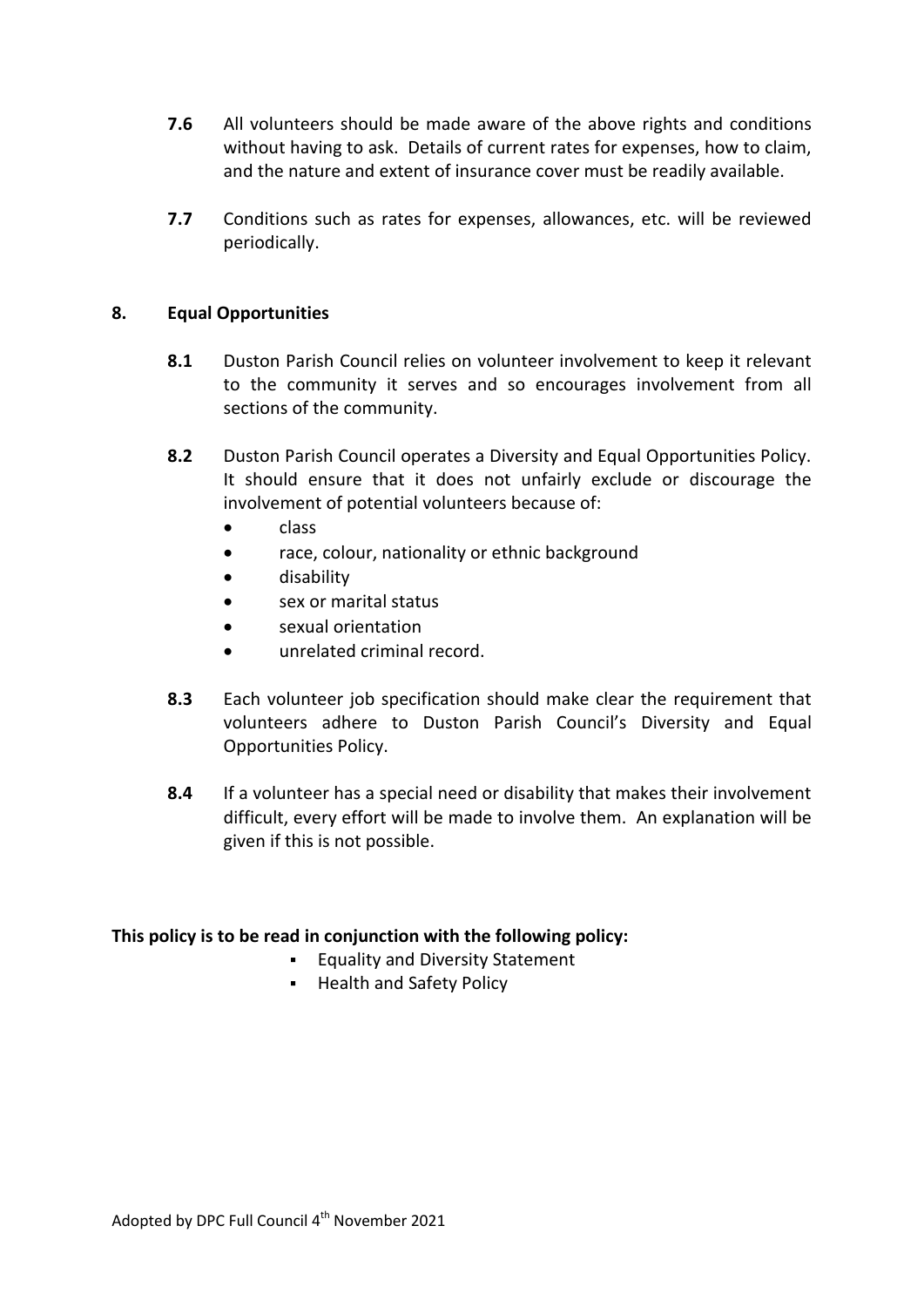**7.6** All volunteers should be made aware of the above rights and conditions without having to ask. Details of current rates for expenses, how to claim, and the nature and extent of insurance cover must be readily available.

**7.7** Conditions such as rates for expenses, allowances, etc. will be reviewed periodically.

## 8. Equal Opportunities

**8.1** Duston Parish Council relies on volunteer involvement to keep it relevant to the community it serves and so encourages involvement from all sections of the community.

**8.2** Duston Parish Council operates a Diversity and Equal Opportunities Policy. It should ensure that it does not unfairly exclude or discourage the involvement of potential volunteers because of:

- class
- race, colour, nationality or ethnic background
- disability
- sex or marital status
- sexual orientation
- unrelated criminal record.

**8.3** Each volunteer job specification should make clear the requirement that volunteers adhere to Duston Parish Council's Diversity and Equal Opportunities Policy.

**8.4** If a volunteer has a special need or disability that makes their involvement difficult, every effort will be made to involve them. An explanation will be given if this is not possible.

**This policy is to be read in conjunction with the following policy:**

- Equality and Diversity Statement
- Health and Safety Policy

Adopted by DPC Full Council 4th November 2021